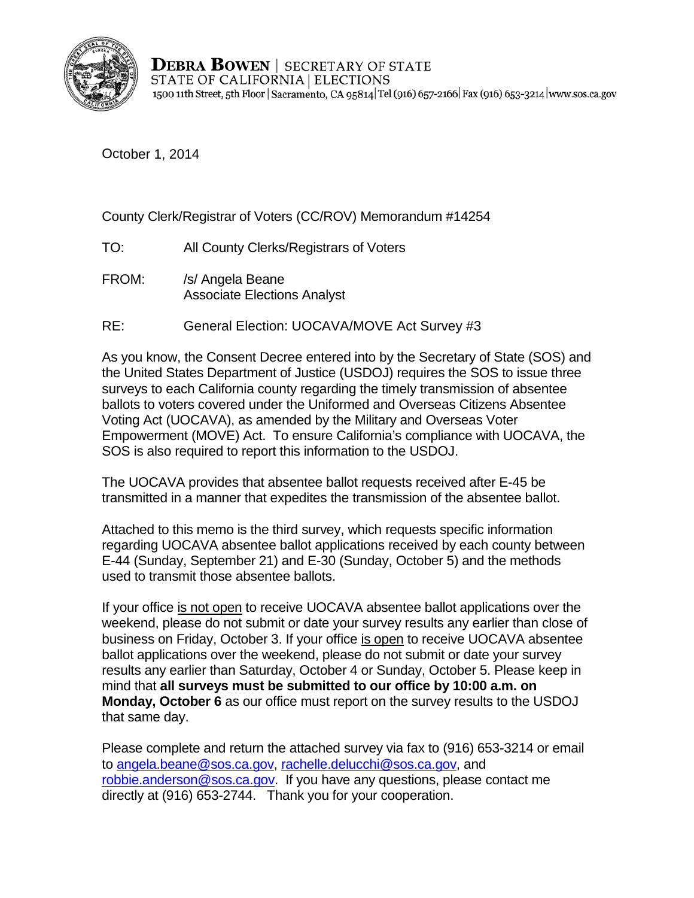**DEBRA BOWEN** | SECRETARY OF STATE
STATE OF CALIFORNIA | ELECTIONS
1500 11th Street, 5th Floor | Sacramento, CA 95814 | Tel (916) 657-2166 | Fax (916) 653-3214 | www.sos.ca.gov

October 1, 2014

County Clerk/Registrar of Voters (CC/ROV) Memorandum #14254

TO: All County Clerks/Registrars of Voters

FROM: /s/ Angela Beane
Associate Elections Analyst

RE: General Election: UOCAVA/MOVE Act Survey #3

As you know, the Consent Decree entered into by the Secretary of State (SOS) and the United States Department of Justice (USDOJ) requires the SOS to issue three surveys to each California county regarding the timely transmission of absentee ballots to voters covered under the Uniformed and Overseas Citizens Absentee Voting Act (UOCAVA), as amended by the Military and Overseas Voter Empowerment (MOVE) Act. To ensure California's compliance with UOCAVA, the SOS is also required to report this information to the USDOJ.

The UOCAVA provides that absentee ballot requests received after E-45 be transmitted in a manner that expedites the transmission of the absentee ballot.

Attached to this memo is the third survey, which requests specific information regarding UOCAVA absentee ballot applications received by each county between E-44 (Sunday, September 21) and E-30 (Sunday, October 5) and the methods used to transmit those absentee ballots.

If your office is not open to receive UOCAVA absentee ballot applications over the weekend, please do not submit or date your survey results any earlier than close of business on Friday, October 3. If your office is open to receive UOCAVA absentee ballot applications over the weekend, please do not submit or date your survey results any earlier than Saturday, October 4 or Sunday, October 5. Please keep in mind that **all surveys must be submitted to our office by 10:00 a.m. on Monday, October 6** as our office must report on the survey results to the USDOJ that same day.

Please complete and return the attached survey via fax to (916) 653-3214 or email to angela.beane@sos.ca.gov, rachelle.delucchi@sos.ca.gov, and robbie.anderson@sos.ca.gov. If you have any questions, please contact me directly at (916) 653-2744. Thank you for your cooperation.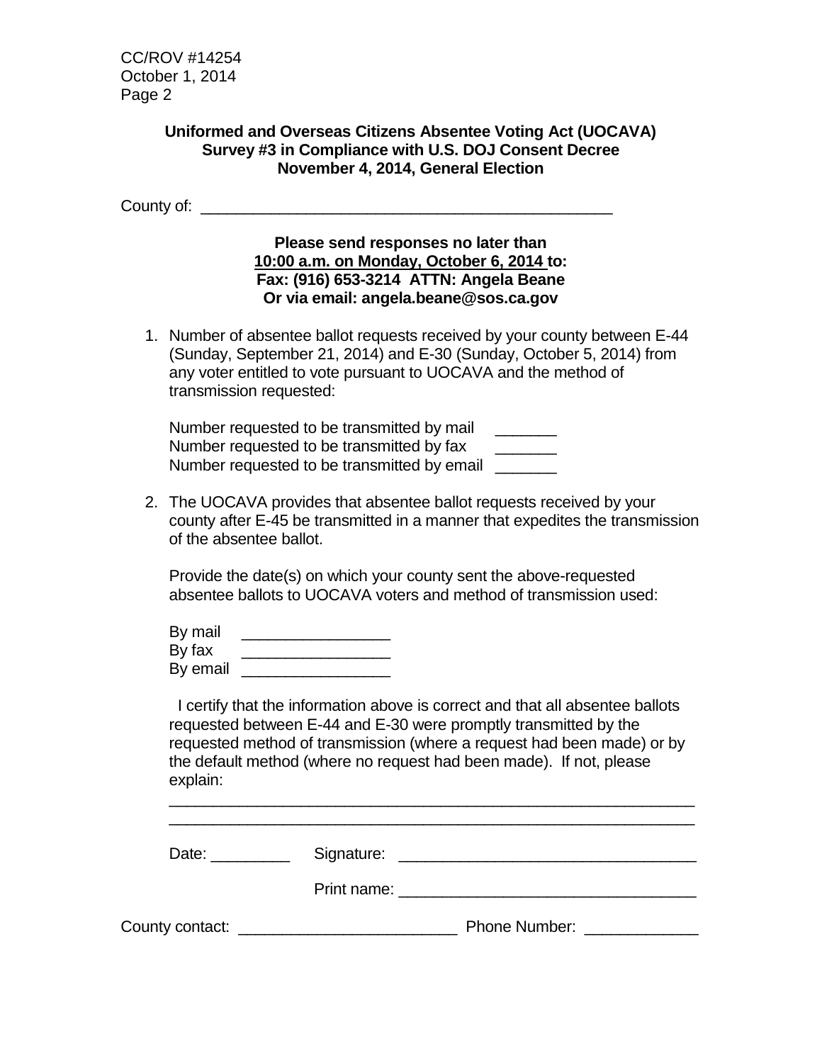**Uniformed and Overseas Citizens Absentee Voting Act (UOCAVA)**
**Survey #3 in Compliance with U.S. DOJ Consent Decree**
**November 4, 2014, General Election**

County of: ______________________________________________

**Please send responses no later than**
**<u>10:00 a.m. on Monday, October 6, 2014</u> to:**
**Fax: (916) 653-3214 ATTN: Angela Beane**
**Or via email: angela.beane@sos.ca.gov**

1. Number of absentee ballot requests received by your county between E-44 (Sunday, September 21, 2014) and E-30 (Sunday, October 5, 2014) from any voter entitled to vote pursuant to UOCAVA and the method of transmission requested:

   Number requested to be transmitted by mail _______
   Number requested to be transmitted by fax _______
   Number requested to be transmitted by email _______

2. The UOCAVA provides that absentee ballot requests received by your county after E-45 be transmitted in a manner that expedites the transmission of the absentee ballot.

   Provide the date(s) on which your county sent the above-requested absentee ballots to UOCAVA voters and method of transmission used:

   By mail _________________
   By fax _________________
   By email _________________

   I certify that the information above is correct and that all absentee ballots requested between E-44 and E-30 were promptly transmitted by the requested method of transmission (where a request had been made) or by the default method (where no request had been made). If not, please explain:

   _______________________________________________________________
   _______________________________________________________________

   Date: _________ Signature: _________________________________

   Print name: _________________________________

County contact: _________________________ Phone Number: _____________